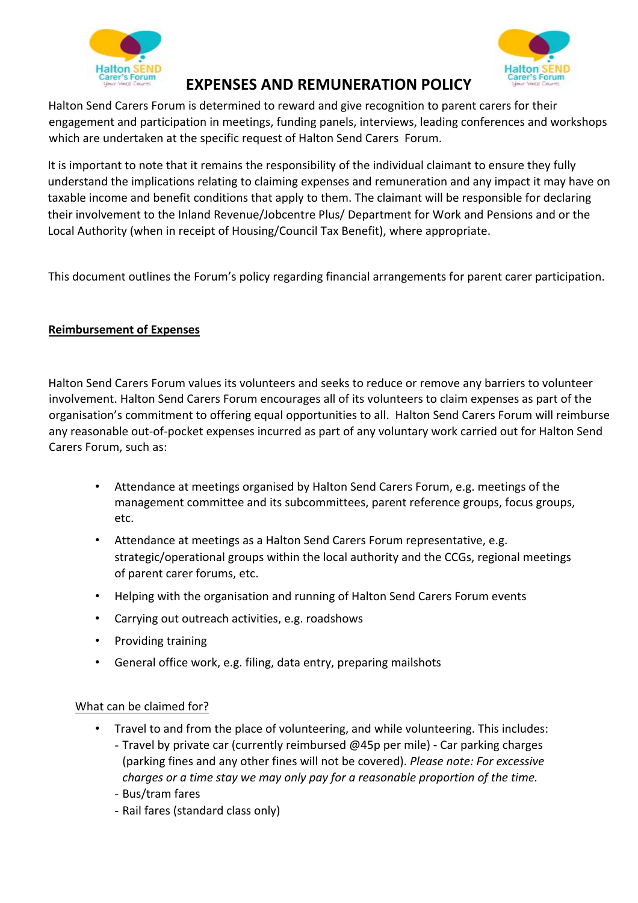# EXPENSES AND REMUNERATION POLICY

Halton Send Carers Forum is determined to reward and give recognition to parent carers for their engagement and participation in meetings, funding panels, interviews, leading conferences and workshops which are undertaken at the specific request of Halton Send Carers Forum.

It is important to note that it remains the responsibility of the individual claimant to ensure they fully understand the implications relating to claiming expenses and remuneration and any impact it may have on taxable income and benefit conditions that apply to them. The claimant will be responsible for declaring their involvement to the Inland Revenue/Jobcentre Plus/ Department for Work and Pensions and or the Local Authority (when in receipt of Housing/Council Tax Benefit), where appropriate.

This document outlines the Forum's policy regarding financial arrangements for parent carer participation.

## Reimbursement of Expenses

Halton Send Carers Forum values its volunteers and seeks to reduce or remove any barriers to volunteer involvement. Halton Send Carers Forum encourages all of its volunteers to claim expenses as part of the organisation's commitment to offering equal opportunities to all. Halton Send Carers Forum will reimburse any reasonable out-of-pocket expenses incurred as part of any voluntary work carried out for Halton Send Carers Forum, such as:

- Attendance at meetings organised by Halton Send Carers Forum, e.g. meetings of the management committee and its subcommittees, parent reference groups, focus groups, etc.
- Attendance at meetings as a Halton Send Carers Forum representative, e.g. strategic/operational groups within the local authority and the CCGs, regional meetings of parent carer forums, etc.
- Helping with the organisation and running of Halton Send Carers Forum events
- Carrying out outreach activities, e.g. roadshows
- Providing training
- General office work, e.g. filing, data entry, preparing mailshots

### What can be claimed for?

- Travel to and from the place of volunteering, and while volunteering. This includes:
  - Travel by private car (currently reimbursed @45p per mile) - Car parking charges (parking fines and any other fines will not be covered). *Please note: For excessive charges or a time stay we may only pay for a reasonable proportion of the time.*
  - Bus/tram fares
  - Rail fares (standard class only)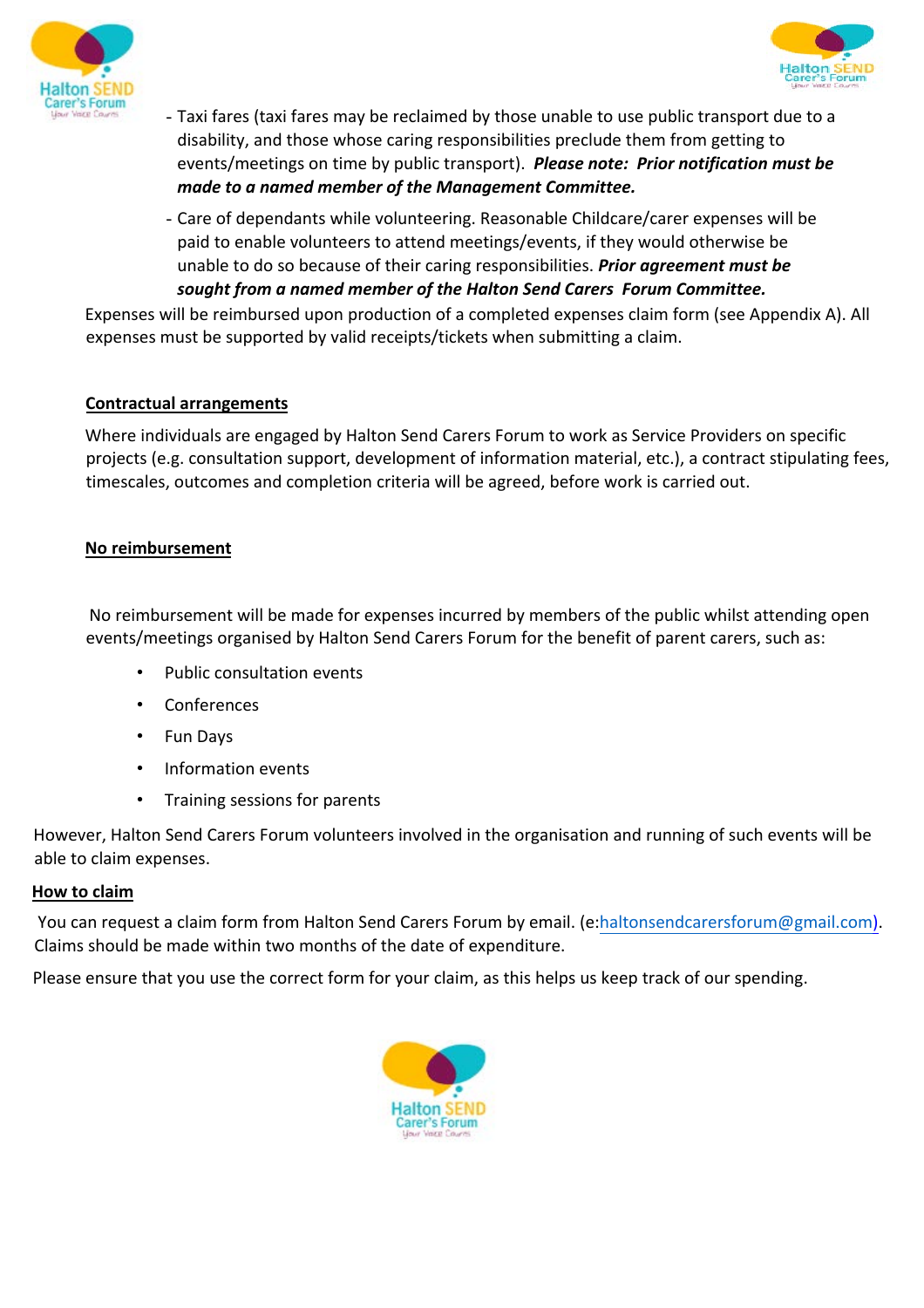- Taxi fares (taxi fares may be reclaimed by those unable to use public transport due to a disability, and those whose caring responsibilities preclude them from getting to events/meetings on time by public transport). ***Please note: Prior notification must be made to a named member of the Management Committee.***

- Care of dependants while volunteering. Reasonable Childcare/carer expenses will be paid to enable volunteers to attend meetings/events, if they would otherwise be unable to do so because of their caring responsibilities. ***Prior agreement must be sought from a named member of the Halton Send Carers Forum Committee.***

Expenses will be reimbursed upon production of a completed expenses claim form (see Appendix A). All expenses must be supported by valid receipts/tickets when submitting a claim.

**Contractual arrangements**

Where individuals are engaged by Halton Send Carers Forum to work as Service Providers on specific projects (e.g. consultation support, development of information material, etc.), a contract stipulating fees, timescales, outcomes and completion criteria will be agreed, before work is carried out.

**No reimbursement**

No reimbursement will be made for expenses incurred by members of the public whilst attending open events/meetings organised by Halton Send Carers Forum for the benefit of parent carers, such as:

- Public consultation events
- Conferences
- Fun Days
- Information events
- Training sessions for parents

However, Halton Send Carers Forum volunteers involved in the organisation and running of such events will be able to claim expenses.

**How to claim**

You can request a claim form from Halton Send Carers Forum by email. (e:haltonsendcarersforum@gmail.com). Claims should be made within two months of the date of expenditure.

Please ensure that you use the correct form for your claim, as this helps us keep track of our spending.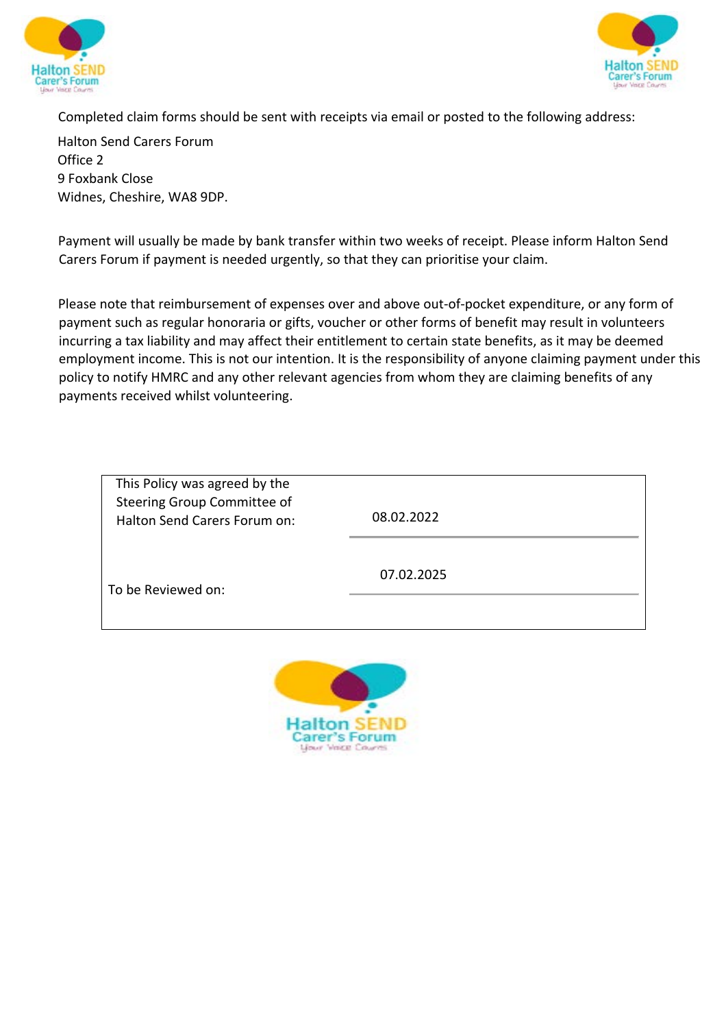Completed claim forms should be sent with receipts via email or posted to the following address:

Halton Send Carers Forum
Office 2
9 Foxbank Close
Widnes, Cheshire, WA8 9DP.

Payment will usually be made by bank transfer within two weeks of receipt. Please inform Halton Send Carers Forum if payment is needed urgently, so that they can prioritise your claim.

Please note that reimbursement of expenses over and above out-of-pocket expenditure, or any form of payment such as regular honoraria or gifts, voucher or other forms of benefit may result in volunteers incurring a tax liability and may affect their entitlement to certain state benefits, as it may be deemed employment income. This is not our intention. It is the responsibility of anyone claiming payment under this policy to notify HMRC and any other relevant agencies from whom they are claiming benefits of any payments received whilst volunteering.

| | |
|---|---|
| This Policy was agreed by the Steering Group Committee of Halton Send Carers Forum on: | 08.02.2022 |
| To be Reviewed on: | 07.02.2025 |